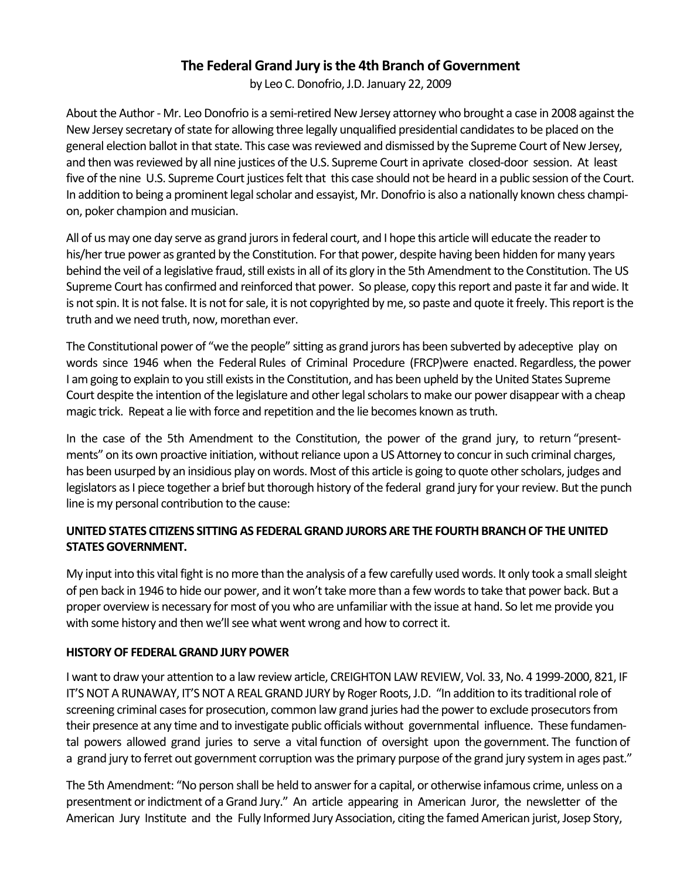# The Federal Grand Jury is the 4th Branch of Government

by Leo C. Donofrio, J.D. January 22, 2009

About the Author - Mr. Leo Donofrio is a semi-retired New Jersey attorney who brought a case in 2008 against the New Jersey secretary of state for allowing three legally unqualified presidential candidates to be placed on the general election ballot in that state. This case was reviewed and dismissed by the Supreme Court of New Jersey, and then was reviewed by all nine justices of the U.S. Supreme Court in aprivate closed-door session. At least five of the nine U.S. Supreme Court justices felt that this case should not be heard in a public session of the Court. In addition to being a prominent legal scholar and essayist, Mr. Donofrio is also a nationally known chess champion, poker champion and musician.

All of us may one day serve as grand jurors in federal court, and I hope this article will educate the reader to his/her true power as granted by the Constitution. For that power, despite having been hidden for many years behind the veil of a legislative fraud, still exists in all of its glory in the 5th Amendment to the Constitution. The US Supreme Court has confirmed and reinforced that power. So please, copy this report and paste it far and wide. It is not spin. It is not false. It is not for sale, it is not copyrighted by me, so paste and quote it freely. This report is the truth and we need truth, now, morethan ever.

The Constitutional power of "we the people" sitting as grand jurors has been subverted by adeceptive play on words since 1946 when the Federal Rules of Criminal Procedure (FRCP)were enacted. Regardless, the power I am going to explain to you still exists in the Constitution, and has been upheld by the United States Supreme Court despite the intention of the legislature and other legal scholars to make our power disappear with a cheap magic trick. Repeat a lie with force and repetition and the lie becomes known as truth.

In the case of the 5th Amendment to the Constitution, the power of the grand jury, to return "presentments" on its own proactive initiation, without reliance upon a US Attorney to concur in such criminal charges, has been usurped by an insidious play on words. Most of this article is going to quote other scholars, judges and legislators as I piece together a brief but thorough history of the federal grand jury for your review. But the punch line is my personal contribution to the cause:

**UNITED STATES CITIZENS SITTING AS FEDERAL GRAND JURORS ARE THE FOURTH BRANCH OF THE UNITED STATES GOVERNMENT.**

My input into this vital fight is no more than the analysis of a few carefully used words. It only took a small sleight of pen back in 1946 to hide our power, and it won't take more than a few words to take that power back. But a proper overview is necessary for most of you who are unfamiliar with the issue at hand. So let me provide you with some history and then we'll see what went wrong and how to correct it.

**HISTORY OF FEDERAL GRAND JURY POWER**

I want to draw your attention to a law review article, CREIGHTON LAW REVIEW, Vol. 33, No. 4 1999-2000, 821, IF IT'S NOT A RUNAWAY, IT'S NOT A REAL GRAND JURY by Roger Roots, J.D. "In addition to its traditional role of screening criminal cases for prosecution, common law grand juries had the power to exclude prosecutors from their presence at any time and to investigate public officials without governmental influence. These fundamental powers allowed grand juries to serve a vital function of oversight upon the government. The function of a grand jury to ferret out government corruption was the primary purpose of the grand jury system in ages past."

The 5th Amendment: "No person shall be held to answer for a capital, or otherwise infamous crime, unless on a presentment or indictment of a Grand Jury." An article appearing in American Juror, the newsletter of the American Jury Institute and the Fully Informed Jury Association, citing the famed American jurist, Josep Story,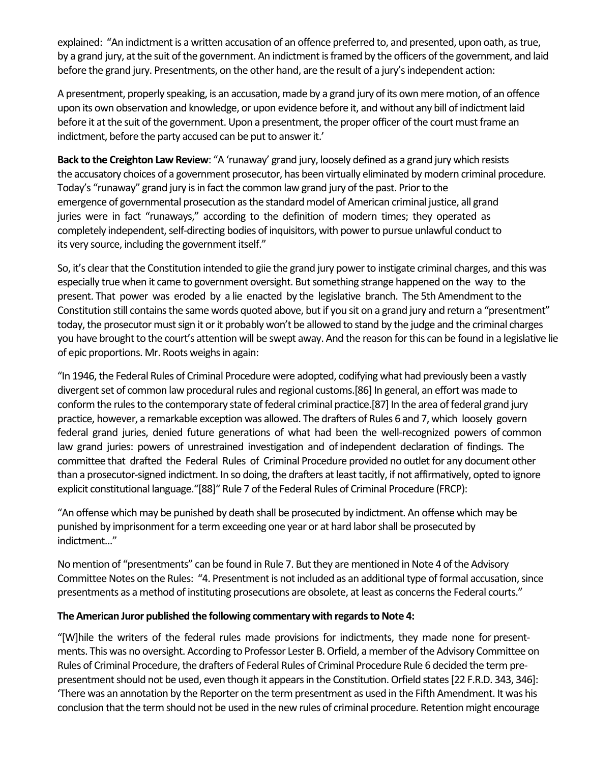explained: "An indictment is a written accusation of an offence preferred to, and presented, upon oath, as true, by a grand jury, at the suit of the government. An indictment is framed by the officers of the government, and laid before the grand jury. Presentments, on the other hand, are the result of a jury's independent action:

A presentment, properly speaking, is an accusation, made by a grand jury of its own mere motion, of an offence upon its own observation and knowledge, or upon evidence before it, and without any bill of indictment laid before it at the suit of the government. Upon a presentment, the proper officer of the court must frame an indictment, before the party accused can be put to answer it.'

**Back to the Creighton Law Review**: "A 'runaway' grand jury, loosely defined as a grand jury which resists the accusatory choices of a government prosecutor, has been virtually eliminated by modern criminal procedure. Today's "runaway" grand jury is in fact the common law grand jury of the past. Prior to the emergence of governmental prosecution as the standard model of American criminal justice, all grand juries were in fact "runaways," according to the definition of modern times; they operated as completely independent, self-directing bodies of inquisitors, with power to pursue unlawful conduct to its very source, including the government itself."

So, it's clear that the Constitution intended to giie the grand jury power to instigate criminal charges, and this was especially true when it came to government oversight. But something strange happened on the way to the present. That power was eroded by a lie enacted by the legislative branch. The 5th Amendment to the Constitution still contains the same words quoted above, but if you sit on a grand jury and return a "presentment" today, the prosecutor must sign it or it probably won't be allowed to stand by the judge and the criminal charges you have brought to the court's attention will be swept away. And the reason for this can be found in a legislative lie of epic proportions. Mr. Roots weighs in again:

"In 1946, the Federal Rules of Criminal Procedure were adopted, codifying what had previously been a vastly divergent set of common law procedural rules and regional customs.[86] In general, an effort was made to conform the rules to the contemporary state of federal criminal practice.[87] In the area of federal grand jury practice, however, a remarkable exception was allowed. The drafters of Rules 6 and 7, which loosely govern federal grand juries, denied future generations of what had been the well-recognized powers of common law grand juries: powers of unrestrained investigation and of independent declaration of findings. The committee that drafted the Federal Rules of Criminal Procedure provided no outlet for any document other than a prosecutor-signed indictment. In so doing, the drafters at least tacitly, if not affirmatively, opted to ignore explicit constitutional language."[88]" Rule 7 of the Federal Rules of Criminal Procedure (FRCP):

"An offense which may be punished by death shall be prosecuted by indictment. An offense which may be punished by imprisonment for a term exceeding one year or at hard labor shall be prosecuted by indictment..."

No mention of "presentments" can be found in Rule 7. But they are mentioned in Note 4 of the Advisory Committee Notes on the Rules: "4. Presentment is not included as an additional type of formal accusation, since presentments as a method of instituting prosecutions are obsolete, at least as concerns the Federal courts."

**The American Juror published the following commentary with regards to Note 4:**

"[W]hile the writers of the federal rules made provisions for indictments, they made none for presentments. This was no oversight. According to Professor Lester B. Orfield, a member of the Advisory Committee on Rules of Criminal Procedure, the drafters of Federal Rules of Criminal Procedure Rule 6 decided the term pre-presentment should not be used, even though it appears in the Constitution. Orfield states [22 F.R.D. 343, 346]: 'There was an annotation by the Reporter on the term presentment as used in the Fifth Amendment. It was his conclusion that the term should not be used in the new rules of criminal procedure. Retention might encourage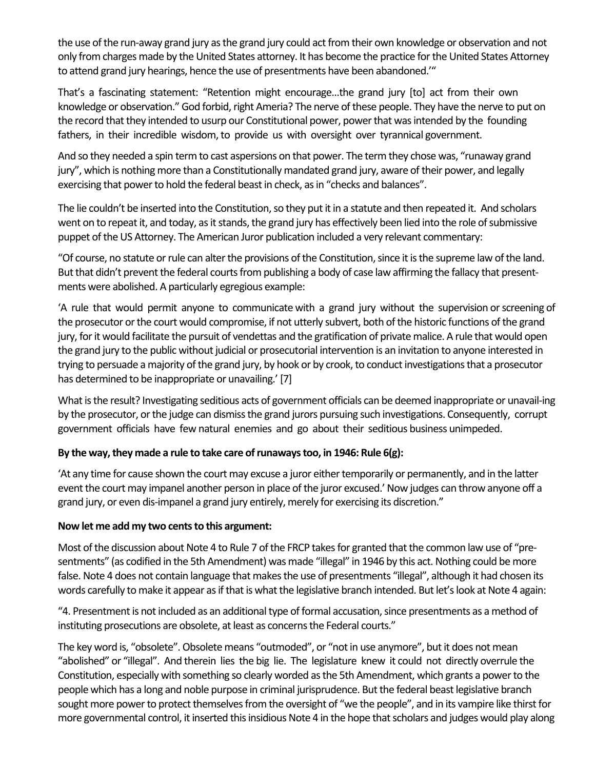the use of the run-away grand jury as the grand jury could act from their own knowledge or observation and not only from charges made by the United States attorney. It has become the practice for the United States Attorney to attend grand jury hearings, hence the use of presentments have been abandoned.'"

That's a fascinating statement: "Retention might encourage…the grand jury [to] act from their own knowledge or observation." God forbid, right Ameria? The nerve of these people. They have the nerve to put on the record that they intended to usurp our Constitutional power, power that was intended by the founding fathers, in their incredible wisdom, to provide us with oversight over tyrannical government.

And so they needed a spin term to cast aspersions on that power. The term they chose was, "runaway grand jury", which is nothing more than a Constitutionally mandated grand jury, aware of their power, and legally exercising that power to hold the federal beast in check, as in "checks and balances".

The lie couldn't be inserted into the Constitution, so they put it in a statute and then repeated it. And scholars went on to repeat it, and today, as it stands, the grand jury has effectively been lied into the role of submissive puppet of the US Attorney. The American Juror publication included a very relevant commentary:

"Of course, no statute or rule can alter the provisions of the Constitution, since it is the supreme law of the land. But that didn't prevent the federal courts from publishing a body of case law affirming the fallacy that presentments were abolished. A particularly egregious example:

'A rule that would permit anyone to communicate with a grand jury without the supervision or screening of the prosecutor or the court would compromise, if not utterly subvert, both of the historic functions of the grand jury, for it would facilitate the pursuit of vendettas and the gratification of private malice. A rule that would open the grand jury to the public without judicial or prosecutorial intervention is an invitation to anyone interested in trying to persuade a majority of the grand jury, by hook or by crook, to conduct investigations that a prosecutor has determined to be inappropriate or unavailing.' [7]

What is the result? Investigating seditious acts of government officials can be deemed inappropriate or unavail-ing by the prosecutor, or the judge can dismiss the grand jurors pursuing such investigations. Consequently, corrupt government officials have few natural enemies and go about their seditious business unimpeded.

**By the way, they made a rule to take care of runaways too, in 1946: Rule 6(g):**

'At any time for cause shown the court may excuse a juror either temporarily or permanently, and in the latter event the court may impanel another person in place of the juror excused.' Now judges can throw anyone off a grand jury, or even dis-impanel a grand jury entirely, merely for exercising its discretion."

**Now let me add my two cents to this argument:**

Most of the discussion about Note 4 to Rule 7 of the FRCP takes for granted that the common law use of "presentments" (as codified in the 5th Amendment) was made "illegal" in 1946 by this act. Nothing could be more false. Note 4 does not contain language that makes the use of presentments "illegal", although it had chosen its words carefully to make it appear as if that is what the legislative branch intended. But let's look at Note 4 again:

"4. Presentment is not included as an additional type of formal accusation, since presentments as a method of instituting prosecutions are obsolete, at least as concerns the Federal courts."

The key word is, "obsolete". Obsolete means "outmoded", or "not in use anymore", but it does not mean "abolished" or "illegal". And therein lies the big lie. The legislature knew it could not directly overrule the Constitution, especially with something so clearly worded as the 5th Amendment, which grants a power to the people which has a long and noble purpose in criminal jurisprudence. But the federal beast legislative branch sought more power to protect themselves from the oversight of "we the people", and in its vampire like thirst for more governmental control, it inserted this insidious Note 4 in the hope that scholars and judges would play along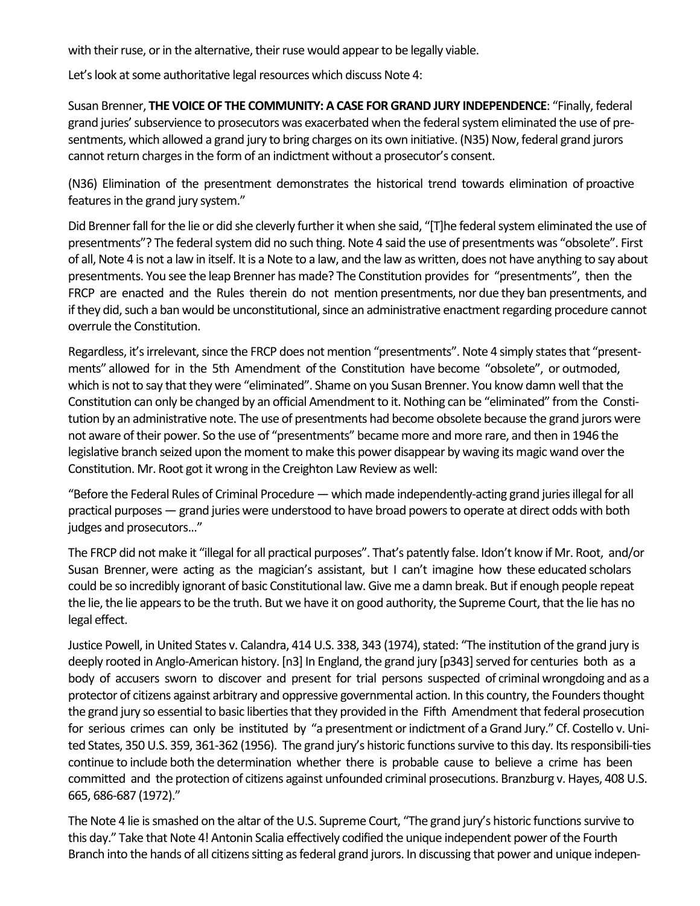with their ruse, or in the alternative, their ruse would appear to be legally viable.

Let's look at some authoritative legal resources which discuss Note 4:

Susan Brenner, **THE VOICE OF THE COMMUNITY: A CASE FOR GRAND JURY INDEPENDENCE**: "Finally, federal grand juries' subservience to prosecutors was exacerbated when the federal system eliminated the use of presentments, which allowed a grand jury to bring charges on its own initiative. (N35) Now, federal grand jurors cannot return charges in the form of an indictment without a prosecutor's consent.

(N36) Elimination of the presentment demonstrates the historical trend towards elimination of proactive features in the grand jury system."

Did Brenner fall for the lie or did she cleverly further it when she said, "[T]he federal system eliminated the use of presentments"? The federal system did no such thing. Note 4 said the use of presentments was "obsolete". First of all, Note 4 is not a law in itself. It is a Note to a law, and the law as written, does not have anything to say about presentments. You see the leap Brenner has made? The Constitution provides for "presentments", then the FRCP are enacted and the Rules therein do not mention presentments, nor due they ban presentments, and if they did, such a ban would be unconstitutional, since an administrative enactment regarding procedure cannot overrule the Constitution.

Regardless, it's irrelevant, since the FRCP does not mention "presentments". Note 4 simply states that "presentments" allowed for in the 5th Amendment of the Constitution have become "obsolete", or outmoded, which is not to say that they were "eliminated". Shame on you Susan Brenner. You know damn well that the Constitution can only be changed by an official Amendment to it. Nothing can be "eliminated" from the Constitution by an administrative note. The use of presentments had become obsolete because the grand jurors were not aware of their power. So the use of "presentments" became more and more rare, and then in 1946 the legislative branch seized upon the moment to make this power disappear by waving its magic wand over the Constitution. Mr. Root got it wrong in the Creighton Law Review as well:

"Before the Federal Rules of Criminal Procedure — which made independently-acting grand juries illegal for all practical purposes — grand juries were understood to have broad powers to operate at direct odds with both judges and prosecutors..."

The FRCP did not make it "illegal for all practical purposes". That's patently false. Idon't know if Mr. Root, and/or Susan Brenner, were acting as the magician's assistant, but I can't imagine how these educated scholars could be so incredibly ignorant of basic Constitutional law. Give me a damn break. But if enough people repeat the lie, the lie appears to be the truth. But we have it on good authority, the Supreme Court, that the lie has no legal effect.

Justice Powell, in United States v. Calandra, 414 U.S. 338, 343 (1974), stated: "The institution of the grand jury is deeply rooted in Anglo-American history. [n3] In England, the grand jury [p343] served for centuries both as a body of accusers sworn to discover and present for trial persons suspected of criminal wrongdoing and as a protector of citizens against arbitrary and oppressive governmental action. In this country, the Founders thought the grand jury so essential to basic liberties that they provided in the Fifth Amendment that federal prosecution for serious crimes can only be instituted by "a presentment or indictment of a Grand Jury." Cf. Costello v. United States, 350 U.S. 359, 361-362 (1956). The grand jury's historic functions survive to this day. Its responsibilities continue to include both the determination whether there is probable cause to believe a crime has been committed and the protection of citizens against unfounded criminal prosecutions. Branzburg v. Hayes, 408 U.S. 665, 686-687 (1972)."

The Note 4 lie is smashed on the altar of the U.S. Supreme Court, "The grand jury's historic functions survive to this day." Take that Note 4! Antonin Scalia effectively codified the unique independent power of the Fourth Branch into the hands of all citizens sitting as federal grand jurors. In discussing that power and unique indepen-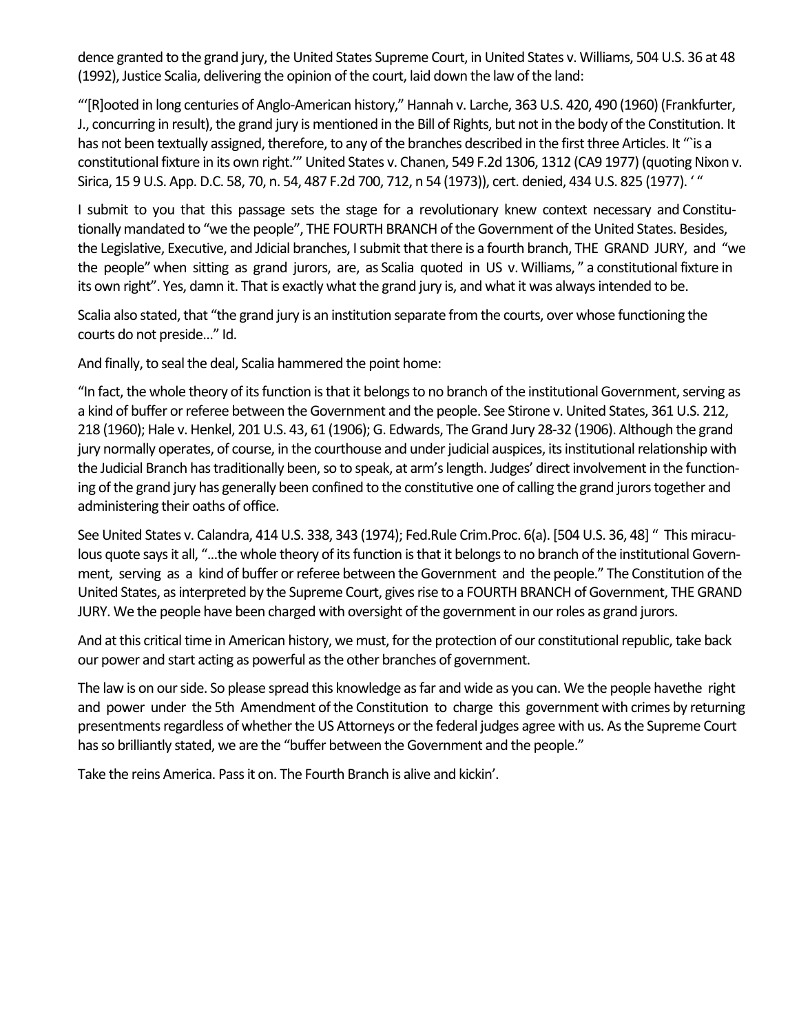dence granted to the grand jury, the United States Supreme Court, in United States v. Williams, 504 U.S. 36 at 48 (1992), Justice Scalia, delivering the opinion of the court, laid down the law of the land:

"'[R]ooted in long centuries of Anglo-American history," Hannah v. Larche, 363 U.S. 420, 490 (1960) (Frankfurter, J., concurring in result), the grand jury is mentioned in the Bill of Rights, but not in the body of the Constitution. It has not been textually assigned, therefore, to any of the branches described in the first three Articles. It "`is a constitutional fixture in its own right.'" United States v. Chanen, 549 F.2d 1306, 1312 (CA9 1977) (quoting Nixon v. Sirica, 15 9 U.S. App. D.C. 58, 70, n. 54, 487 F.2d 700, 712, n 54 (1973)), cert. denied, 434 U.S. 825 (1977). ' "

I submit to you that this passage sets the stage for a revolutionary knew context necessary and Constitutionally mandated to "we the people", THE FOURTH BRANCH of the Government of the United States. Besides, the Legislative, Executive, and Jdicial branches, I submit that there is a fourth branch, THE GRAND JURY, and "we the people" when sitting as grand jurors, are, as Scalia quoted in US v. Williams, " a constitutional fixture in its own right". Yes, damn it. That is exactly what the grand jury is, and what it was always intended to be.

Scalia also stated, that "the grand jury is an institution separate from the courts, over whose functioning the courts do not preside..." Id.

And finally, to seal the deal, Scalia hammered the point home:

"In fact, the whole theory of its function is that it belongs to no branch of the institutional Government, serving as a kind of buffer or referee between the Government and the people. See Stirone v. United States, 361 U.S. 212, 218 (1960); Hale v. Henkel, 201 U.S. 43, 61 (1906); G. Edwards, The Grand Jury 28-32 (1906). Although the grand jury normally operates, of course, in the courthouse and under judicial auspices, its institutional relationship with the Judicial Branch has traditionally been, so to speak, at arm's length. Judges' direct involvement in the functioning of the grand jury has generally been confined to the constitutive one of calling the grand jurors together and administering their oaths of office.

See United States v. Calandra, 414 U.S. 338, 343 (1974); Fed.Rule Crim.Proc. 6(a). [504 U.S. 36, 48] " This miraculous quote says it all, "...the whole theory of its function is that it belongs to no branch of the institutional Government, serving as a kind of buffer or referee between the Government and the people." The Constitution of the United States, as interpreted by the Supreme Court, gives rise to a FOURTH BRANCH of Government, THE GRAND JURY. We the people have been charged with oversight of the government in our roles as grand jurors.

And at this critical time in American history, we must, for the protection of our constitutional republic, take back our power and start acting as powerful as the other branches of government.

The law is on our side. So please spread this knowledge as far and wide as you can. We the people havethe right and power under the 5th Amendment of the Constitution to charge this government with crimes by returning presentments regardless of whether the US Attorneys or the federal judges agree with us. As the Supreme Court has so brilliantly stated, we are the "buffer between the Government and the people."

Take the reins America. Pass it on. The Fourth Branch is alive and kickin'.